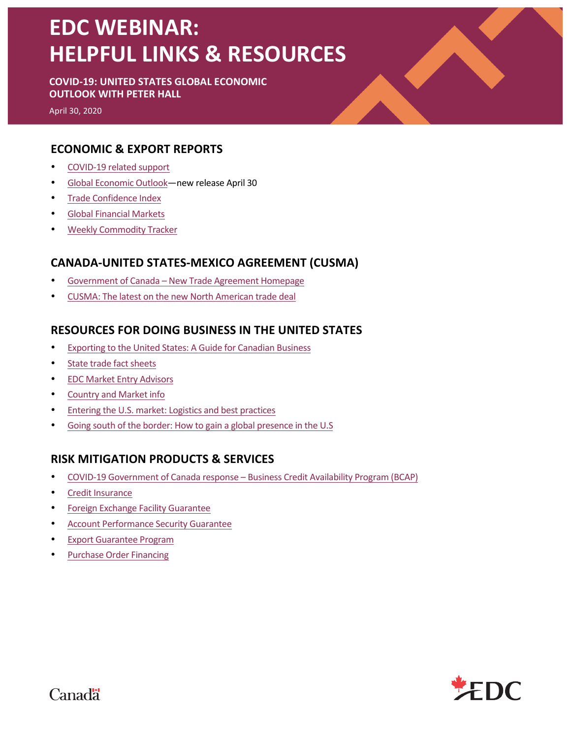# EDC WEBINAR: HELPFUL LINKS & RESOURCES

**COVID-19: UNITED STATES GLOBAL ECONOMIC OUTLOOK WITH PETER HALL**

April 30, 2020

## ECONOMIC & EXPORT REPORTS

- COVID-19 related support
- Global Economic Outlook—new release April 30
- Trade Confidence Index
- Global Financial Markets
- Weekly Commodity Tracker

## CANADA-UNITED STATES-MEXICO AGREEMENT (CUSMA)

- Government of Canada – New Trade Agreement Homepage
- CUSMA: The latest on the new North American trade deal

## RESOURCES FOR DOING BUSINESS IN THE UNITED STATES

- Exporting to the United States: A Guide for Canadian Business
- State trade fact sheets
- EDC Market Entry Advisors
- Country and Market info
- Entering the U.S. market: Logistics and best practices
- Going south of the border: How to gain a global presence in the U.S

## RISK MITIGATION PRODUCTS & SERVICES

- COVID-19 Government of Canada response – Business Credit Availability Program (BCAP)
- Credit Insurance
- Foreign Exchange Facility Guarantee
- Account Performance Security Guarantee
- Export Guarantee Program
- Purchase Order Financing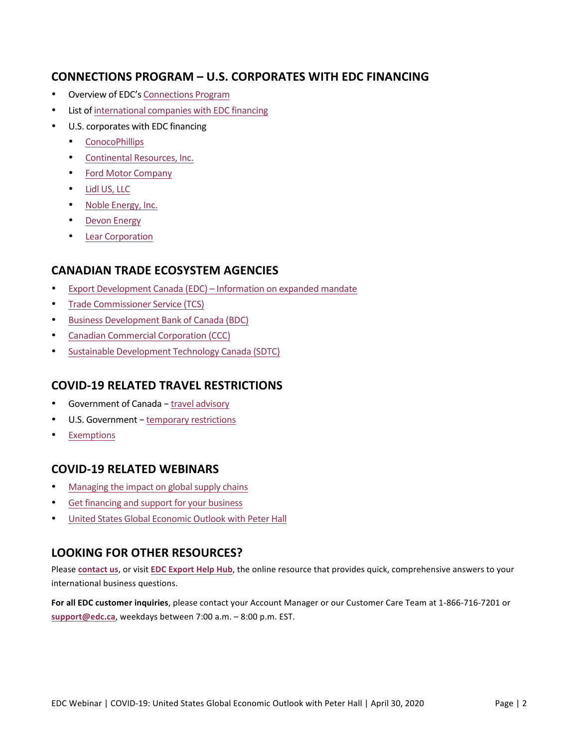## CONNECTIONS PROGRAM – U.S. CORPORATES WITH EDC FINANCING

- Overview of EDC's Connections Program
- List of international companies with EDC financing
- U.S. corporates with EDC financing
  - ConocoPhillips
  - Continental Resources, Inc.
  - Ford Motor Company
  - Lidl US, LLC
  - Noble Energy, Inc.
  - Devon Energy
  - Lear Corporation

## CANADIAN TRADE ECOSYSTEM AGENCIES

- Export Development Canada (EDC) – Information on expanded mandate
- Trade Commissioner Service (TCS)
- Business Development Bank of Canada (BDC)
- Canadian Commercial Corporation (CCC)
- Sustainable Development Technology Canada (SDTC)

## COVID-19 RELATED TRAVEL RESTRICTIONS

- Government of Canada – travel advisory
- U.S. Government – temporary restrictions
- Exemptions

## COVID-19 RELATED WEBINARS

- Managing the impact on global supply chains
- Get financing and support for your business
- United States Global Economic Outlook with Peter Hall

## LOOKING FOR OTHER RESOURCES?

Please **contact us**, or visit **EDC Export Help Hub**, the online resource that provides quick, comprehensive answers to your international business questions.

**For all EDC customer inquiries**, please contact your Account Manager or our Customer Care Team at 1-866-716-7201 or **support@edc.ca**, weekdays between 7:00 a.m. – 8:00 p.m. EST.